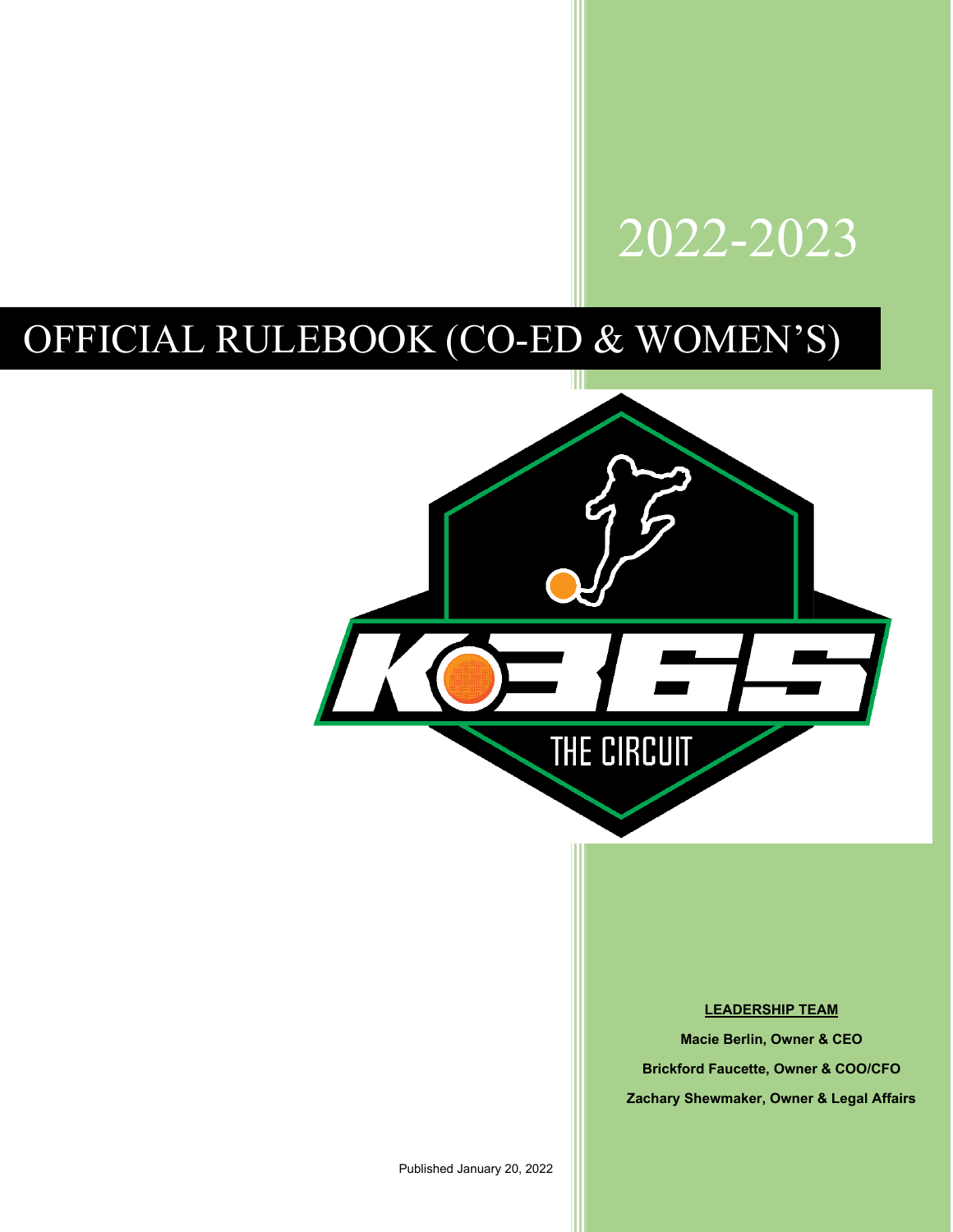# 2022-2023

# OFFICIAL RULEBOOK (CO-ED & WOMEN'S)

K365

THE CIRCUIT

**LEADERSHIP TEAM**

**Macie Berlin, Owner & CEO**

**Brickford Faucette, Owner & COO/CFO**

**Zachary Shewmaker, Owner & Legal Affairs**

Published January 20, 2022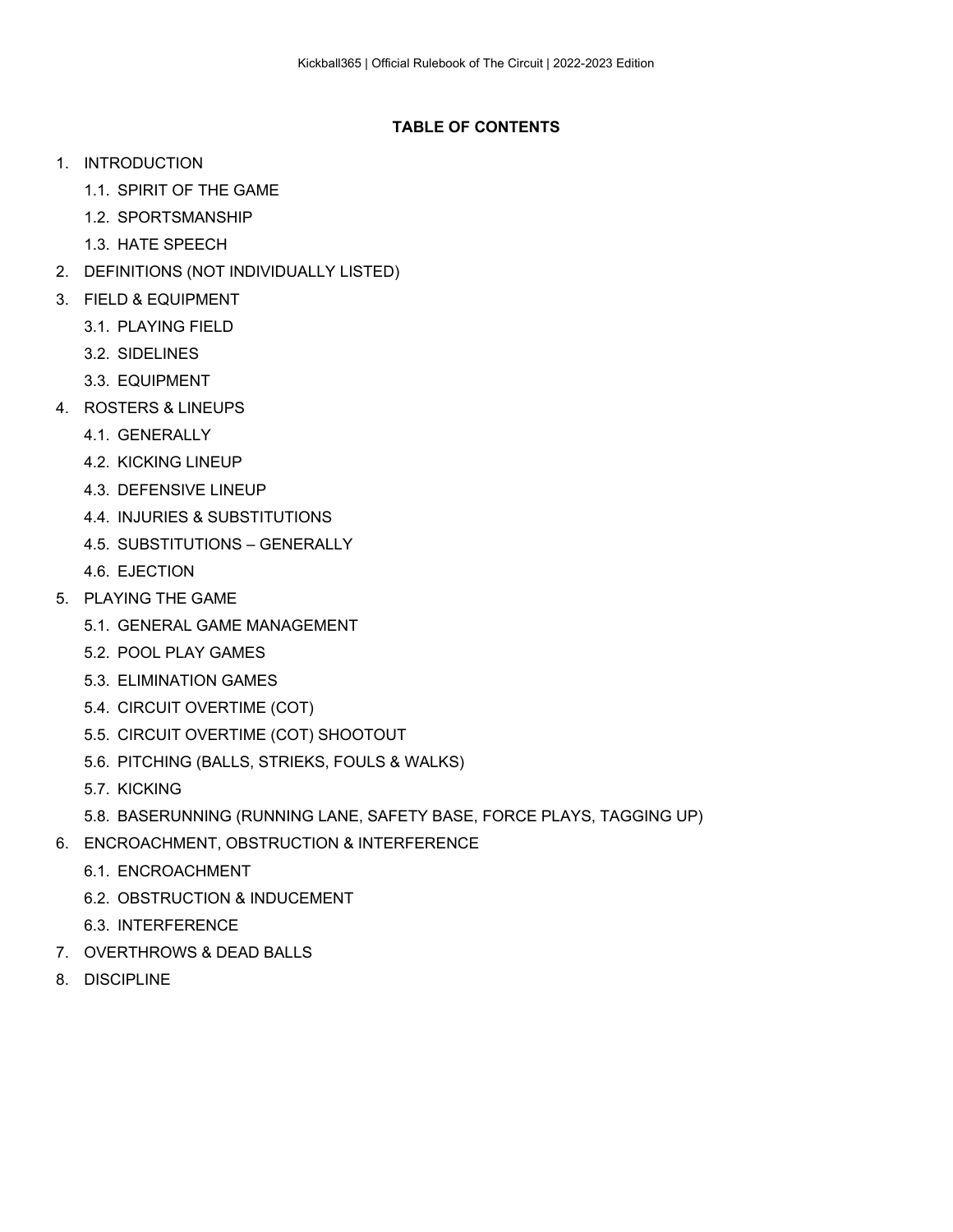**TABLE OF CONTENTS**

1. INTRODUCTION
   1.1. SPIRIT OF THE GAME
   1.2. SPORTSMANSHIP
   1.3. HATE SPEECH
2. DEFINITIONS (NOT INDIVIDUALLY LISTED)
3. FIELD & EQUIPMENT
   3.1. PLAYING FIELD
   3.2. SIDELINES
   3.3. EQUIPMENT
4. ROSTERS & LINEUPS
   4.1. GENERALLY
   4.2. KICKING LINEUP
   4.3. DEFENSIVE LINEUP
   4.4. INJURIES & SUBSTITUTIONS
   4.5. SUBSTITUTIONS – GENERALLY
   4.6. EJECTION
5. PLAYING THE GAME
   5.1. GENERAL GAME MANAGEMENT
   5.2. POOL PLAY GAMES
   5.3. ELIMINATION GAMES
   5.4. CIRCUIT OVERTIME (COT)
   5.5. CIRCUIT OVERTIME (COT) SHOOTOUT
   5.6. PITCHING (BALLS, STRIEKS, FOULS & WALKS)
   5.7. KICKING
   5.8. BASERUNNING (RUNNING LANE, SAFETY BASE, FORCE PLAYS, TAGGING UP)
6. ENCROACHMENT, OBSTRUCTION & INTERFERENCE
   6.1. ENCROACHMENT
   6.2. OBSTRUCTION & INDUCEMENT
   6.3. INTERFERENCE
7. OVERTHROWS & DEAD BALLS
8. DISCIPLINE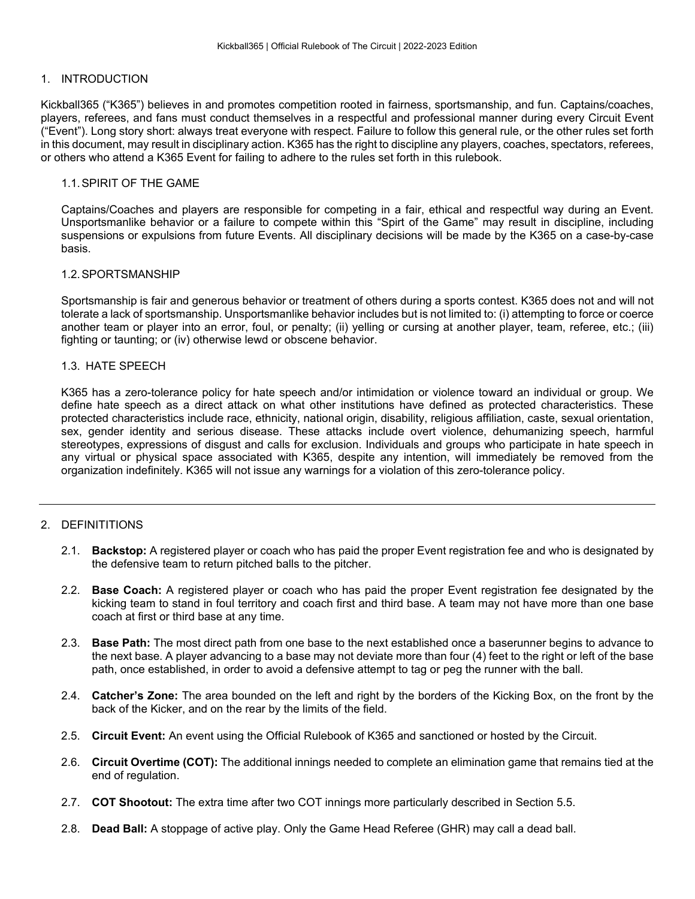## 1. INTRODUCTION

Kickball365 ("K365") believes in and promotes competition rooted in fairness, sportsmanship, and fun. Captains/coaches, players, referees, and fans must conduct themselves in a respectful and professional manner during every Circuit Event ("Event"). Long story short: always treat everyone with respect. Failure to follow this general rule, or the other rules set forth in this document, may result in disciplinary action. K365 has the right to discipline any players, coaches, spectators, referees, or others who attend a K365 Event for failing to adhere to the rules set forth in this rulebook.

### 1.1. SPIRIT OF THE GAME

Captains/Coaches and players are responsible for competing in a fair, ethical and respectful way during an Event. Unsportsmanlike behavior or a failure to compete within this "Spirt of the Game" may result in discipline, including suspensions or expulsions from future Events. All disciplinary decisions will be made by the K365 on a case-by-case basis.

### 1.2. SPORTSMANSHIP

Sportsmanship is fair and generous behavior or treatment of others during a sports contest. K365 does not and will not tolerate a lack of sportsmanship. Unsportsmanlike behavior includes but is not limited to: (i) attempting to force or coerce another team or player into an error, foul, or penalty; (ii) yelling or cursing at another player, team, referee, etc.; (iii) fighting or taunting; or (iv) otherwise lewd or obscene behavior.

### 1.3. HATE SPEECH

K365 has a zero-tolerance policy for hate speech and/or intimidation or violence toward an individual or group. We define hate speech as a direct attack on what other institutions have defined as protected characteristics. These protected characteristics include race, ethnicity, national origin, disability, religious affiliation, caste, sexual orientation, sex, gender identity and serious disease. These attacks include overt violence, dehumanizing speech, harmful stereotypes, expressions of disgust and calls for exclusion. Individuals and groups who participate in hate speech in any virtual or physical space associated with K365, despite any intention, will immediately be removed from the organization indefinitely. K365 will not issue any warnings for a violation of this zero-tolerance policy.

---

## 2. DEFINITITIONS

2.1. **Backstop:** A registered player or coach who has paid the proper Event registration fee and who is designated by the defensive team to return pitched balls to the pitcher.

2.2. **Base Coach:** A registered player or coach who has paid the proper Event registration fee designated by the kicking team to stand in foul territory and coach first and third base. A team may not have more than one base coach at first or third base at any time.

2.3. **Base Path:** The most direct path from one base to the next established once a baserunner begins to advance to the next base. A player advancing to a base may not deviate more than four (4) feet to the right or left of the base path, once established, in order to avoid a defensive attempt to tag or peg the runner with the ball.

2.4. **Catcher's Zone:** The area bounded on the left and right by the borders of the Kicking Box, on the front by the back of the Kicker, and on the rear by the limits of the field.

2.5. **Circuit Event:** An event using the Official Rulebook of K365 and sanctioned or hosted by the Circuit.

2.6. **Circuit Overtime (COT):** The additional innings needed to complete an elimination game that remains tied at the end of regulation.

2.7. **COT Shootout:** The extra time after two COT innings more particularly described in Section 5.5.

2.8. **Dead Ball:** A stoppage of active play. Only the Game Head Referee (GHR) may call a dead ball.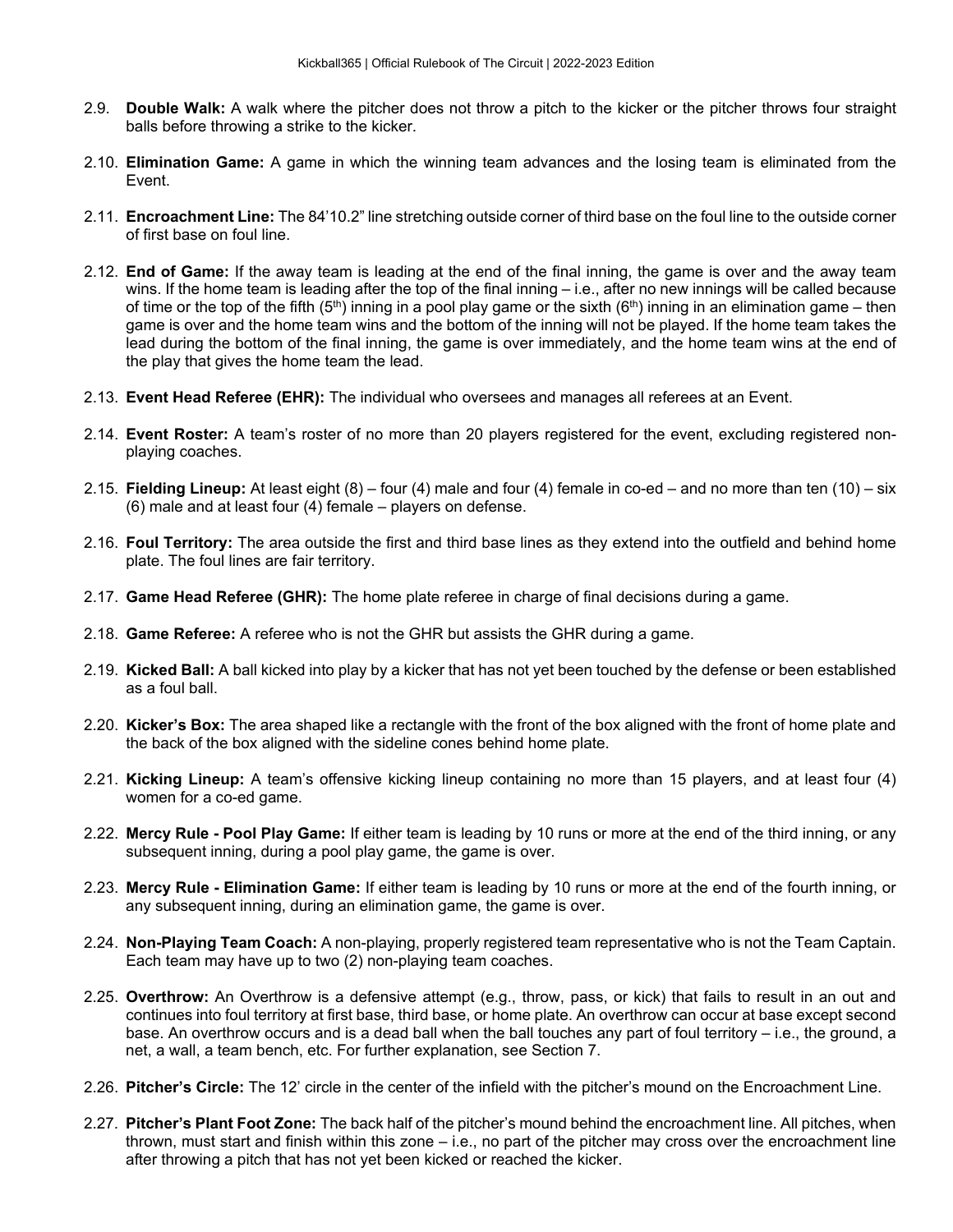2.9. **Double Walk:** A walk where the pitcher does not throw a pitch to the kicker or the pitcher throws four straight balls before throwing a strike to the kicker.

2.10. **Elimination Game:** A game in which the winning team advances and the losing team is eliminated from the Event.

2.11. **Encroachment Line:** The 84'10.2" line stretching outside corner of third base on the foul line to the outside corner of first base on foul line.

2.12. **End of Game:** If the away team is leading at the end of the final inning, the game is over and the away team wins. If the home team is leading after the top of the final inning – i.e., after no new innings will be called because of time or the top of the fifth (5th) inning in a pool play game or the sixth (6th) inning in an elimination game – then game is over and the home team wins and the bottom of the inning will not be played. If the home team takes the lead during the bottom of the final inning, the game is over immediately, and the home team wins at the end of the play that gives the home team the lead.

2.13. **Event Head Referee (EHR):** The individual who oversees and manages all referees at an Event.

2.14. **Event Roster:** A team's roster of no more than 20 players registered for the event, excluding registered non-playing coaches.

2.15. **Fielding Lineup:** At least eight (8) – four (4) male and four (4) female in co-ed – and no more than ten (10) – six (6) male and at least four (4) female – players on defense.

2.16. **Foul Territory:** The area outside the first and third base lines as they extend into the outfield and behind home plate. The foul lines are fair territory.

2.17. **Game Head Referee (GHR):** The home plate referee in charge of final decisions during a game.

2.18. **Game Referee:** A referee who is not the GHR but assists the GHR during a game.

2.19. **Kicked Ball:** A ball kicked into play by a kicker that has not yet been touched by the defense or been established as a foul ball.

2.20. **Kicker's Box:** The area shaped like a rectangle with the front of the box aligned with the front of home plate and the back of the box aligned with the sideline cones behind home plate.

2.21. **Kicking Lineup:** A team's offensive kicking lineup containing no more than 15 players, and at least four (4) women for a co-ed game.

2.22. **Mercy Rule - Pool Play Game:** If either team is leading by 10 runs or more at the end of the third inning, or any subsequent inning, during a pool play game, the game is over.

2.23. **Mercy Rule - Elimination Game:** If either team is leading by 10 runs or more at the end of the fourth inning, or any subsequent inning, during an elimination game, the game is over.

2.24. **Non-Playing Team Coach:** A non-playing, properly registered team representative who is not the Team Captain. Each team may have up to two (2) non-playing team coaches.

2.25. **Overthrow:** An Overthrow is a defensive attempt (e.g., throw, pass, or kick) that fails to result in an out and continues into foul territory at first base, third base, or home plate. An overthrow can occur at base except second base. An overthrow occurs and is a dead ball when the ball touches any part of foul territory – i.e., the ground, a net, a wall, a team bench, etc. For further explanation, see Section 7.

2.26. **Pitcher's Circle:** The 12' circle in the center of the infield with the pitcher's mound on the Encroachment Line.

2.27. **Pitcher's Plant Foot Zone:** The back half of the pitcher's mound behind the encroachment line. All pitches, when thrown, must start and finish within this zone – i.e., no part of the pitcher may cross over the encroachment line after throwing a pitch that has not yet been kicked or reached the kicker.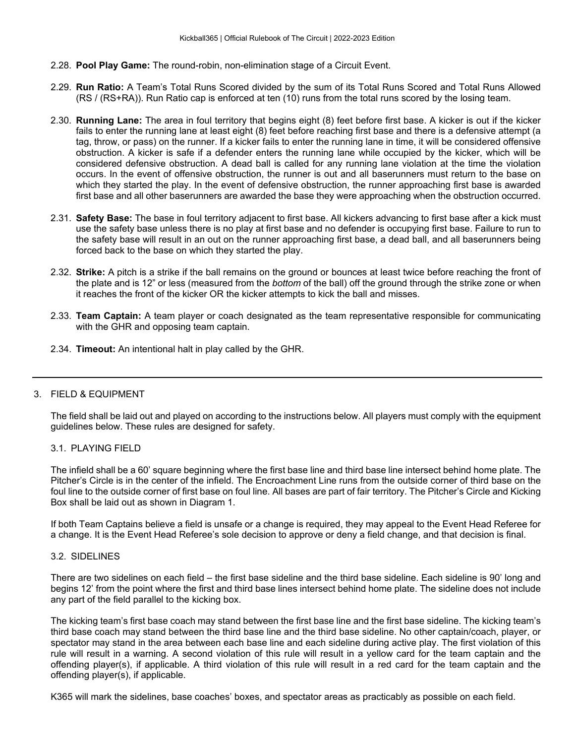2.28. **Pool Play Game:** The round-robin, non-elimination stage of a Circuit Event.

2.29. **Run Ratio:** A Team's Total Runs Scored divided by the sum of its Total Runs Scored and Total Runs Allowed (RS / (RS+RA)). Run Ratio cap is enforced at ten (10) runs from the total runs scored by the losing team.

2.30. **Running Lane:** The area in foul territory that begins eight (8) feet before first base. A kicker is out if the kicker fails to enter the running lane at least eight (8) feet before reaching first base and there is a defensive attempt (a tag, throw, or pass) on the runner. If a kicker fails to enter the running lane in time, it will be considered offensive obstruction. A kicker is safe if a defender enters the running lane while occupied by the kicker, which will be considered defensive obstruction. A dead ball is called for any running lane violation at the time the violation occurs. In the event of offensive obstruction, the runner is out and all baserunners must return to the base on which they started the play. In the event of defensive obstruction, the runner approaching first base is awarded first base and all other baserunners are awarded the base they were approaching when the obstruction occurred.

2.31. **Safety Base:** The base in foul territory adjacent to first base. All kickers advancing to first base after a kick must use the safety base unless there is no play at first base and no defender is occupying first base. Failure to run to the safety base will result in an out on the runner approaching first base, a dead ball, and all baserunners being forced back to the base on which they started the play.

2.32. **Strike:** A pitch is a strike if the ball remains on the ground or bounces at least twice before reaching the front of the plate and is 12" or less (measured from the *bottom* of the ball) off the ground through the strike zone or when it reaches the front of the kicker OR the kicker attempts to kick the ball and misses.

2.33. **Team Captain:** A team player or coach designated as the team representative responsible for communicating with the GHR and opposing team captain.

2.34. **Timeout:** An intentional halt in play called by the GHR.

---

## 3. FIELD & EQUIPMENT

The field shall be laid out and played on according to the instructions below. All players must comply with the equipment guidelines below. These rules are designed for safety.

### 3.1. PLAYING FIELD

The infield shall be a 60' square beginning where the first base line and third base line intersect behind home plate. The Pitcher's Circle is in the center of the infield. The Encroachment Line runs from the outside corner of third base on the foul line to the outside corner of first base on foul line. All bases are part of fair territory. The Pitcher's Circle and Kicking Box shall be laid out as shown in Diagram 1.

If both Team Captains believe a field is unsafe or a change is required, they may appeal to the Event Head Referee for a change. It is the Event Head Referee's sole decision to approve or deny a field change, and that decision is final.

### 3.2. SIDELINES

There are two sidelines on each field – the first base sideline and the third base sideline. Each sideline is 90' long and begins 12' from the point where the first and third base lines intersect behind home plate. The sideline does not include any part of the field parallel to the kicking box.

The kicking team's first base coach may stand between the first base line and the first base sideline. The kicking team's third base coach may stand between the third base line and the third base sideline. No other captain/coach, player, or spectator may stand in the area between each base line and each sideline during active play. The first violation of this rule will result in a warning. A second violation of this rule will result in a yellow card for the team captain and the offending player(s), if applicable. A third violation of this rule will result in a red card for the team captain and the offending player(s), if applicable.

K365 will mark the sidelines, base coaches' boxes, and spectator areas as practicably as possible on each field.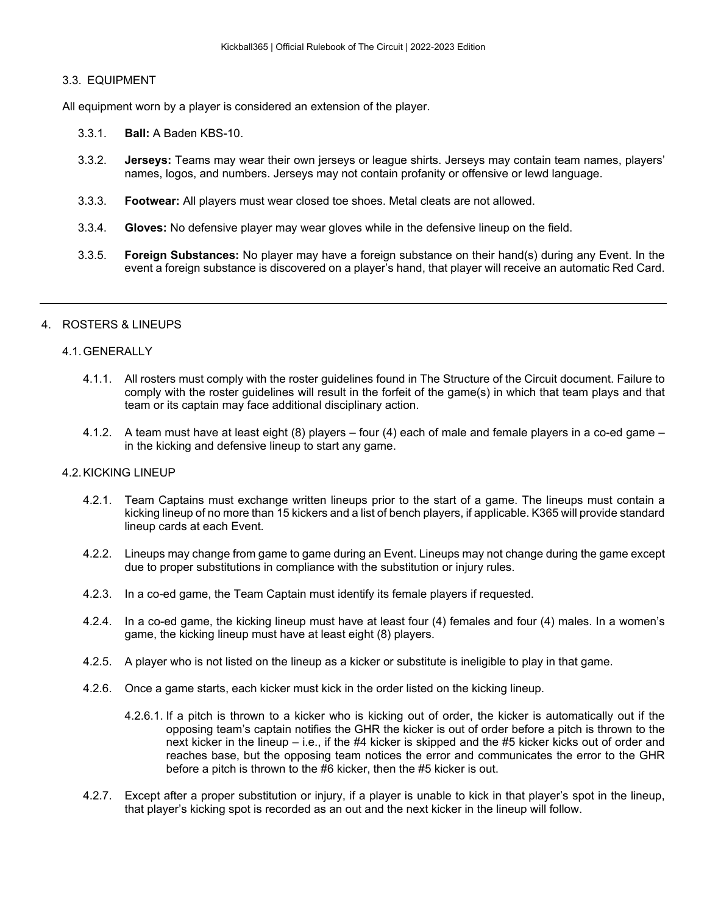### 3.3. EQUIPMENT

All equipment worn by a player is considered an extension of the player.

3.3.1. **Ball:** A Baden KBS-10.

3.3.2. **Jerseys:** Teams may wear their own jerseys or league shirts. Jerseys may contain team names, players' names, logos, and numbers. Jerseys may not contain profanity or offensive or lewd language.

3.3.3. **Footwear:** All players must wear closed toe shoes. Metal cleats are not allowed.

3.3.4. **Gloves:** No defensive player may wear gloves while in the defensive lineup on the field.

3.3.5. **Foreign Substances:** No player may have a foreign substance on their hand(s) during any Event. In the event a foreign substance is discovered on a player's hand, that player will receive an automatic Red Card.

---

## 4. ROSTERS & LINEUPS

### 4.1. GENERALLY

4.1.1. All rosters must comply with the roster guidelines found in The Structure of the Circuit document. Failure to comply with the roster guidelines will result in the forfeit of the game(s) in which that team plays and that team or its captain may face additional disciplinary action.

4.1.2. A team must have at least eight (8) players – four (4) each of male and female players in a co-ed game – in the kicking and defensive lineup to start any game.

### 4.2. KICKING LINEUP

4.2.1. Team Captains must exchange written lineups prior to the start of a game. The lineups must contain a kicking lineup of no more than 15 kickers and a list of bench players, if applicable. K365 will provide standard lineup cards at each Event.

4.2.2. Lineups may change from game to game during an Event. Lineups may not change during the game except due to proper substitutions in compliance with the substitution or injury rules.

4.2.3. In a co-ed game, the Team Captain must identify its female players if requested.

4.2.4. In a co-ed game, the kicking lineup must have at least four (4) females and four (4) males. In a women's game, the kicking lineup must have at least eight (8) players.

4.2.5. A player who is not listed on the lineup as a kicker or substitute is ineligible to play in that game.

4.2.6. Once a game starts, each kicker must kick in the order listed on the kicking lineup.

4.2.6.1. If a pitch is thrown to a kicker who is kicking out of order, the kicker is automatically out if the opposing team's captain notifies the GHR the kicker is out of order before a pitch is thrown to the next kicker in the lineup – i.e., if the #4 kicker is skipped and the #5 kicker kicks out of order and reaches base, but the opposing team notices the error and communicates the error to the GHR before a pitch is thrown to the #6 kicker, then the #5 kicker is out.

4.2.7. Except after a proper substitution or injury, if a player is unable to kick in that player's spot in the lineup, that player's kicking spot is recorded as an out and the next kicker in the lineup will follow.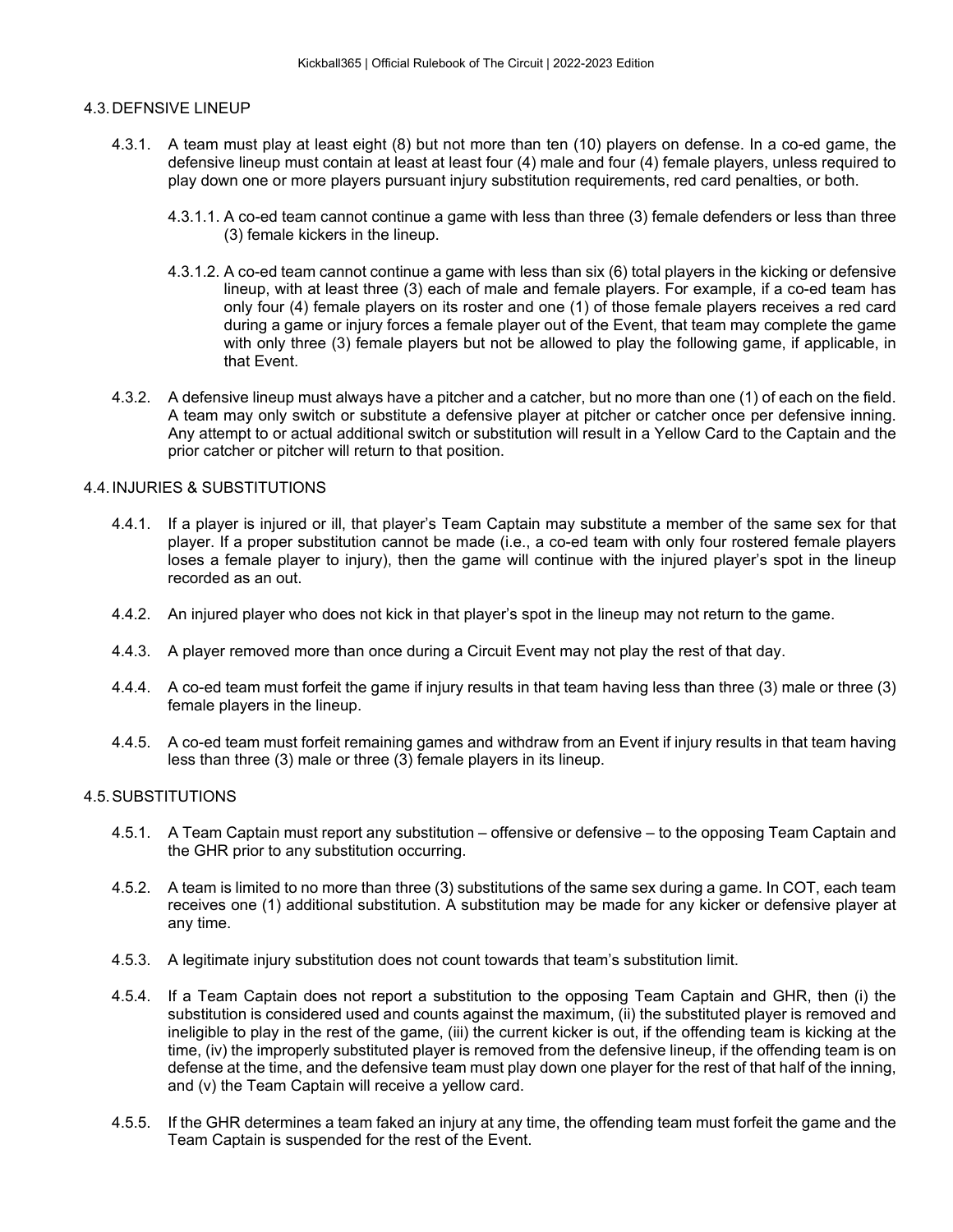## 4.3. DEFNSIVE LINEUP

4.3.1. A team must play at least eight (8) but not more than ten (10) players on defense. In a co-ed game, the defensive lineup must contain at least at least four (4) male and four (4) female players, unless required to play down one or more players pursuant injury substitution requirements, red card penalties, or both.

4.3.1.1. A co-ed team cannot continue a game with less than three (3) female defenders or less than three (3) female kickers in the lineup.

4.3.1.2. A co-ed team cannot continue a game with less than six (6) total players in the kicking or defensive lineup, with at least three (3) each of male and female players. For example, if a co-ed team has only four (4) female players on its roster and one (1) of those female players receives a red card during a game or injury forces a female player out of the Event, that team may complete the game with only three (3) female players but not be allowed to play the following game, if applicable, in that Event.

4.3.2. A defensive lineup must always have a pitcher and a catcher, but no more than one (1) of each on the field. A team may only switch or substitute a defensive player at pitcher or catcher once per defensive inning. Any attempt to or actual additional switch or substitution will result in a Yellow Card to the Captain and the prior catcher or pitcher will return to that position.

## 4.4. INJURIES & SUBSTITUTIONS

4.4.1. If a player is injured or ill, that player's Team Captain may substitute a member of the same sex for that player. If a proper substitution cannot be made (i.e., a co-ed team with only four rostered female players loses a female player to injury), then the game will continue with the injured player's spot in the lineup recorded as an out.

4.4.2. An injured player who does not kick in that player's spot in the lineup may not return to the game.

4.4.3. A player removed more than once during a Circuit Event may not play the rest of that day.

4.4.4. A co-ed team must forfeit the game if injury results in that team having less than three (3) male or three (3) female players in the lineup.

4.4.5. A co-ed team must forfeit remaining games and withdraw from an Event if injury results in that team having less than three (3) male or three (3) female players in its lineup.

## 4.5. SUBSTITUTIONS

4.5.1. A Team Captain must report any substitution – offensive or defensive – to the opposing Team Captain and the GHR prior to any substitution occurring.

4.5.2. A team is limited to no more than three (3) substitutions of the same sex during a game. In COT, each team receives one (1) additional substitution. A substitution may be made for any kicker or defensive player at any time.

4.5.3. A legitimate injury substitution does not count towards that team's substitution limit.

4.5.4. If a Team Captain does not report a substitution to the opposing Team Captain and GHR, then (i) the substitution is considered used and counts against the maximum, (ii) the substituted player is removed and ineligible to play in the rest of the game, (iii) the current kicker is out, if the offending team is kicking at the time, (iv) the improperly substituted player is removed from the defensive lineup, if the offending team is on defense at the time, and the defensive team must play down one player for the rest of that half of the inning, and (v) the Team Captain will receive a yellow card.

4.5.5. If the GHR determines a team faked an injury at any time, the offending team must forfeit the game and the Team Captain is suspended for the rest of the Event.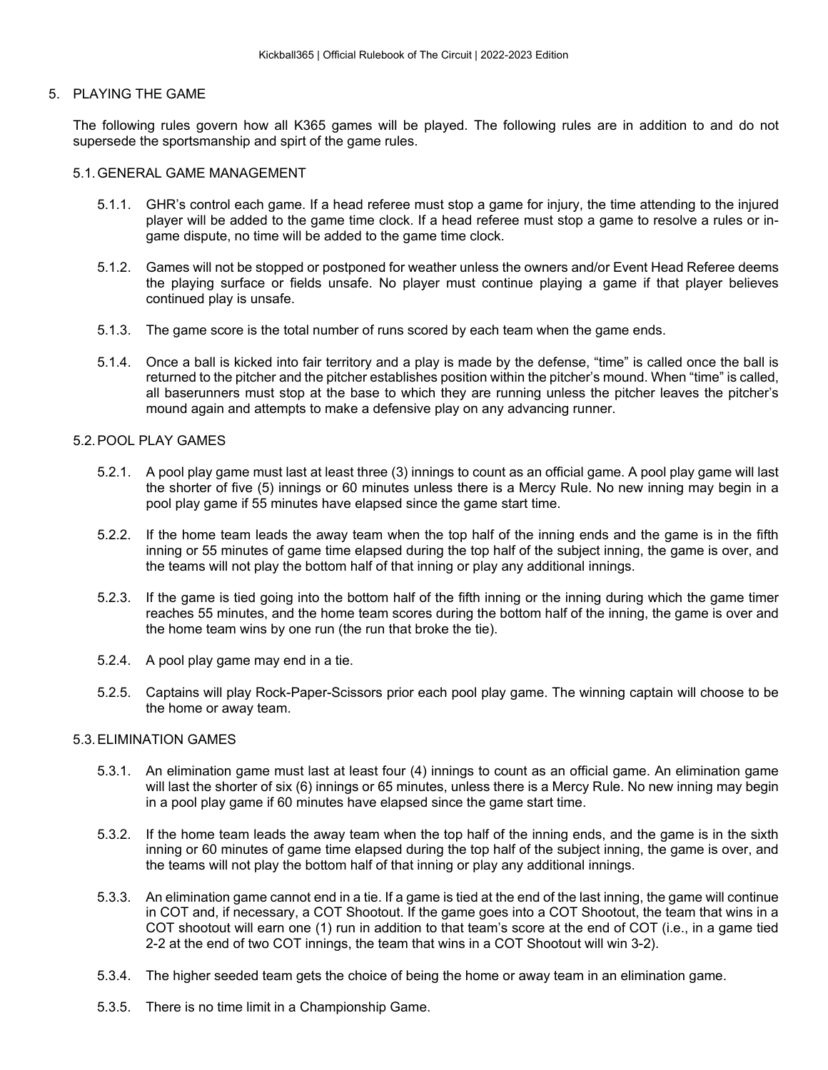## 5. PLAYING THE GAME

The following rules govern how all K365 games will be played. The following rules are in addition to and do not supersede the sportsmanship and spirt of the game rules.

### 5.1. GENERAL GAME MANAGEMENT

5.1.1. GHR's control each game. If a head referee must stop a game for injury, the time attending to the injured player will be added to the game time clock. If a head referee must stop a game to resolve a rules or in-game dispute, no time will be added to the game time clock.

5.1.2. Games will not be stopped or postponed for weather unless the owners and/or Event Head Referee deems the playing surface or fields unsafe. No player must continue playing a game if that player believes continued play is unsafe.

5.1.3. The game score is the total number of runs scored by each team when the game ends.

5.1.4. Once a ball is kicked into fair territory and a play is made by the defense, "time" is called once the ball is returned to the pitcher and the pitcher establishes position within the pitcher's mound. When "time" is called, all baserunners must stop at the base to which they are running unless the pitcher leaves the pitcher's mound again and attempts to make a defensive play on any advancing runner.

### 5.2. POOL PLAY GAMES

5.2.1. A pool play game must last at least three (3) innings to count as an official game. A pool play game will last the shorter of five (5) innings or 60 minutes unless there is a Mercy Rule. No new inning may begin in a pool play game if 55 minutes have elapsed since the game start time.

5.2.2. If the home team leads the away team when the top half of the inning ends and the game is in the fifth inning or 55 minutes of game time elapsed during the top half of the subject inning, the game is over, and the teams will not play the bottom half of that inning or play any additional innings.

5.2.3. If the game is tied going into the bottom half of the fifth inning or the inning during which the game timer reaches 55 minutes, and the home team scores during the bottom half of the inning, the game is over and the home team wins by one run (the run that broke the tie).

5.2.4. A pool play game may end in a tie.

5.2.5. Captains will play Rock-Paper-Scissors prior each pool play game. The winning captain will choose to be the home or away team.

### 5.3. ELIMINATION GAMES

5.3.1. An elimination game must last at least four (4) innings to count as an official game. An elimination game will last the shorter of six (6) innings or 65 minutes, unless there is a Mercy Rule. No new inning may begin in a pool play game if 60 minutes have elapsed since the game start time.

5.3.2. If the home team leads the away team when the top half of the inning ends, and the game is in the sixth inning or 60 minutes of game time elapsed during the top half of the subject inning, the game is over, and the teams will not play the bottom half of that inning or play any additional innings.

5.3.3. An elimination game cannot end in a tie. If a game is tied at the end of the last inning, the game will continue in COT and, if necessary, a COT Shootout. If the game goes into a COT Shootout, the team that wins in a COT shootout will earn one (1) run in addition to that team's score at the end of COT (i.e., in a game tied 2-2 at the end of two COT innings, the team that wins in a COT Shootout will win 3-2).

5.3.4. The higher seeded team gets the choice of being the home or away team in an elimination game.

5.3.5. There is no time limit in a Championship Game.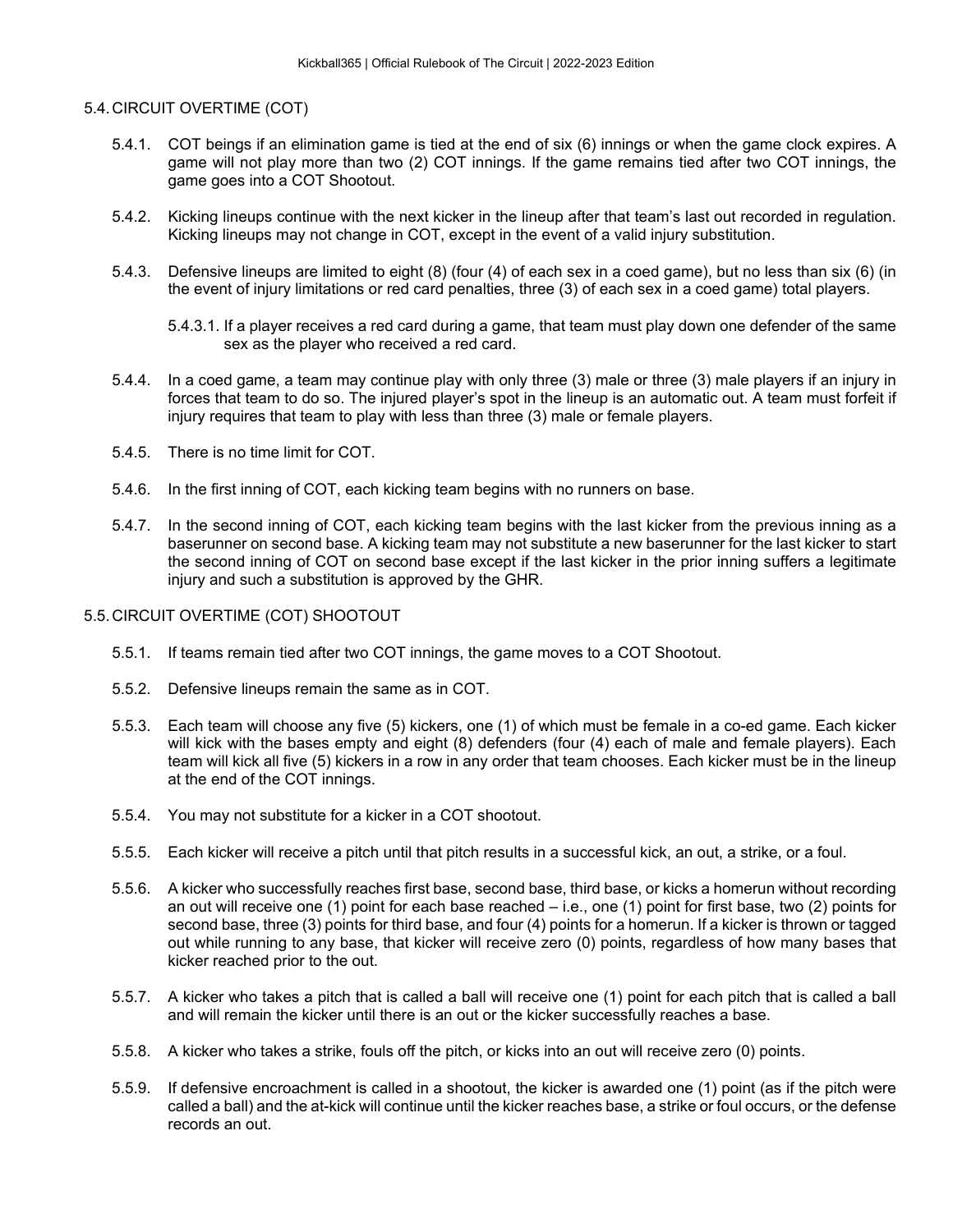## 5.4. CIRCUIT OVERTIME (COT)

5.4.1. COT beings if an elimination game is tied at the end of six (6) innings or when the game clock expires. A game will not play more than two (2) COT innings. If the game remains tied after two COT innings, the game goes into a COT Shootout.

5.4.2. Kicking lineups continue with the next kicker in the lineup after that team's last out recorded in regulation. Kicking lineups may not change in COT, except in the event of a valid injury substitution.

5.4.3. Defensive lineups are limited to eight (8) (four (4) of each sex in a coed game), but no less than six (6) (in the event of injury limitations or red card penalties, three (3) of each sex in a coed game) total players.

5.4.3.1. If a player receives a red card during a game, that team must play down one defender of the same sex as the player who received a red card.

5.4.4. In a coed game, a team may continue play with only three (3) male or three (3) male players if an injury in forces that team to do so. The injured player's spot in the lineup is an automatic out. A team must forfeit if injury requires that team to play with less than three (3) male or female players.

5.4.5. There is no time limit for COT.

5.4.6. In the first inning of COT, each kicking team begins with no runners on base.

5.4.7. In the second inning of COT, each kicking team begins with the last kicker from the previous inning as a baserunner on second base. A kicking team may not substitute a new baserunner for the last kicker to start the second inning of COT on second base except if the last kicker in the prior inning suffers a legitimate injury and such a substitution is approved by the GHR.

## 5.5. CIRCUIT OVERTIME (COT) SHOOTOUT

5.5.1. If teams remain tied after two COT innings, the game moves to a COT Shootout.

5.5.2. Defensive lineups remain the same as in COT.

5.5.3. Each team will choose any five (5) kickers, one (1) of which must be female in a co-ed game. Each kicker will kick with the bases empty and eight (8) defenders (four (4) each of male and female players). Each team will kick all five (5) kickers in a row in any order that team chooses. Each kicker must be in the lineup at the end of the COT innings.

5.5.4. You may not substitute for a kicker in a COT shootout.

5.5.5. Each kicker will receive a pitch until that pitch results in a successful kick, an out, a strike, or a foul.

5.5.6. A kicker who successfully reaches first base, second base, third base, or kicks a homerun without recording an out will receive one (1) point for each base reached – i.e., one (1) point for first base, two (2) points for second base, three (3) points for third base, and four (4) points for a homerun. If a kicker is thrown or tagged out while running to any base, that kicker will receive zero (0) points, regardless of how many bases that kicker reached prior to the out.

5.5.7. A kicker who takes a pitch that is called a ball will receive one (1) point for each pitch that is called a ball and will remain the kicker until there is an out or the kicker successfully reaches a base.

5.5.8. A kicker who takes a strike, fouls off the pitch, or kicks into an out will receive zero (0) points.

5.5.9. If defensive encroachment is called in a shootout, the kicker is awarded one (1) point (as if the pitch were called a ball) and the at-kick will continue until the kicker reaches base, a strike or foul occurs, or the defense records an out.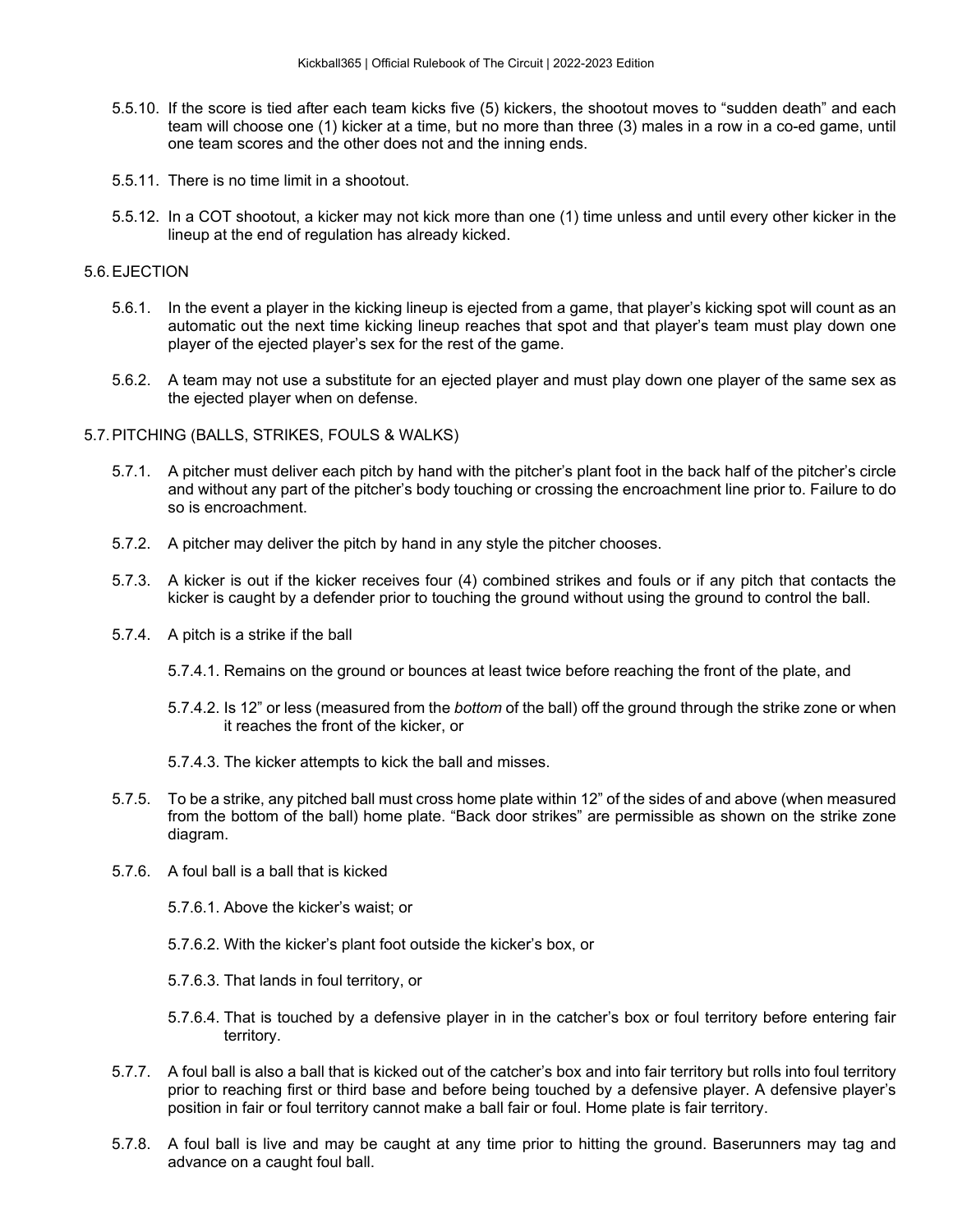5.5.10. If the score is tied after each team kicks five (5) kickers, the shootout moves to "sudden death" and each team will choose one (1) kicker at a time, but no more than three (3) males in a row in a co-ed game, until one team scores and the other does not and the inning ends.

5.5.11. There is no time limit in a shootout.

5.5.12. In a COT shootout, a kicker may not kick more than one (1) time unless and until every other kicker in the lineup at the end of regulation has already kicked.

5.6. EJECTION

5.6.1. In the event a player in the kicking lineup is ejected from a game, that player's kicking spot will count as an automatic out the next time kicking lineup reaches that spot and that player's team must play down one player of the ejected player's sex for the rest of the game.

5.6.2. A team may not use a substitute for an ejected player and must play down one player of the same sex as the ejected player when on defense.

5.7. PITCHING (BALLS, STRIKES, FOULS & WALKS)

5.7.1. A pitcher must deliver each pitch by hand with the pitcher's plant foot in the back half of the pitcher's circle and without any part of the pitcher's body touching or crossing the encroachment line prior to. Failure to do so is encroachment.

5.7.2. A pitcher may deliver the pitch by hand in any style the pitcher chooses.

5.7.3. A kicker is out if the kicker receives four (4) combined strikes and fouls or if any pitch that contacts the kicker is caught by a defender prior to touching the ground without using the ground to control the ball.

5.7.4. A pitch is a strike if the ball

5.7.4.1. Remains on the ground or bounces at least twice before reaching the front of the plate, and

5.7.4.2. Is 12" or less (measured from the *bottom* of the ball) off the ground through the strike zone or when it reaches the front of the kicker, or

5.7.4.3. The kicker attempts to kick the ball and misses.

5.7.5. To be a strike, any pitched ball must cross home plate within 12" of the sides of and above (when measured from the bottom of the ball) home plate. "Back door strikes" are permissible as shown on the strike zone diagram.

5.7.6. A foul ball is a ball that is kicked

5.7.6.1. Above the kicker's waist; or

5.7.6.2. With the kicker's plant foot outside the kicker's box, or

5.7.6.3. That lands in foul territory, or

5.7.6.4. That is touched by a defensive player in in the catcher's box or foul territory before entering fair territory.

5.7.7. A foul ball is also a ball that is kicked out of the catcher's box and into fair territory but rolls into foul territory prior to reaching first or third base and before being touched by a defensive player. A defensive player's position in fair or foul territory cannot make a ball fair or foul. Home plate is fair territory.

5.7.8. A foul ball is live and may be caught at any time prior to hitting the ground. Baserunners may tag and advance on a caught foul ball.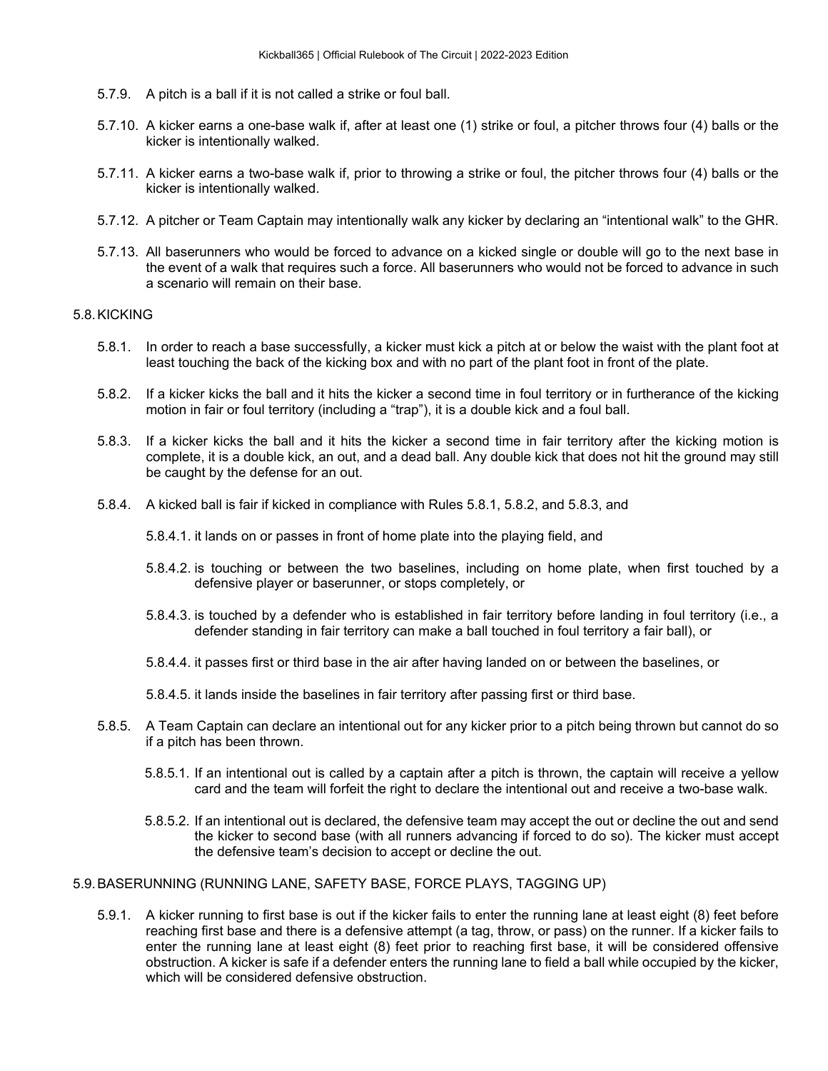5.7.9. A pitch is a ball if it is not called a strike or foul ball.

5.7.10. A kicker earns a one-base walk if, after at least one (1) strike or foul, a pitcher throws four (4) balls or the kicker is intentionally walked.

5.7.11. A kicker earns a two-base walk if, prior to throwing a strike or foul, the pitcher throws four (4) balls or the kicker is intentionally walked.

5.7.12. A pitcher or Team Captain may intentionally walk any kicker by declaring an "intentional walk" to the GHR.

5.7.13. All baserunners who would be forced to advance on a kicked single or double will go to the next base in the event of a walk that requires such a force. All baserunners who would not be forced to advance in such a scenario will remain on their base.

## 5.8. KICKING

5.8.1. In order to reach a base successfully, a kicker must kick a pitch at or below the waist with the plant foot at least touching the back of the kicking box and with no part of the plant foot in front of the plate.

5.8.2. If a kicker kicks the ball and it hits the kicker a second time in foul territory or in furtherance of the kicking motion in fair or foul territory (including a "trap"), it is a double kick and a foul ball.

5.8.3. If a kicker kicks the ball and it hits the kicker a second time in fair territory after the kicking motion is complete, it is a double kick, an out, and a dead ball. Any double kick that does not hit the ground may still be caught by the defense for an out.

5.8.4. A kicked ball is fair if kicked in compliance with Rules 5.8.1, 5.8.2, and 5.8.3, and

5.8.4.1. it lands on or passes in front of home plate into the playing field, and

5.8.4.2. is touching or between the two baselines, including on home plate, when first touched by a defensive player or baserunner, or stops completely, or

5.8.4.3. is touched by a defender who is established in fair territory before landing in foul territory (i.e., a defender standing in fair territory can make a ball touched in foul territory a fair ball), or

5.8.4.4. it passes first or third base in the air after having landed on or between the baselines, or

5.8.4.5. it lands inside the baselines in fair territory after passing first or third base.

5.8.5. A Team Captain can declare an intentional out for any kicker prior to a pitch being thrown but cannot do so if a pitch has been thrown.

5.8.5.1. If an intentional out is called by a captain after a pitch is thrown, the captain will receive a yellow card and the team will forfeit the right to declare the intentional out and receive a two-base walk.

5.8.5.2. If an intentional out is declared, the defensive team may accept the out or decline the out and send the kicker to second base (with all runners advancing if forced to do so). The kicker must accept the defensive team's decision to accept or decline the out.

## 5.9. BASERUNNING (RUNNING LANE, SAFETY BASE, FORCE PLAYS, TAGGING UP)

5.9.1. A kicker running to first base is out if the kicker fails to enter the running lane at least eight (8) feet before reaching first base and there is a defensive attempt (a tag, throw, or pass) on the runner. If a kicker fails to enter the running lane at least eight (8) feet prior to reaching first base, it will be considered offensive obstruction. A kicker is safe if a defender enters the running lane to field a ball while occupied by the kicker, which will be considered defensive obstruction.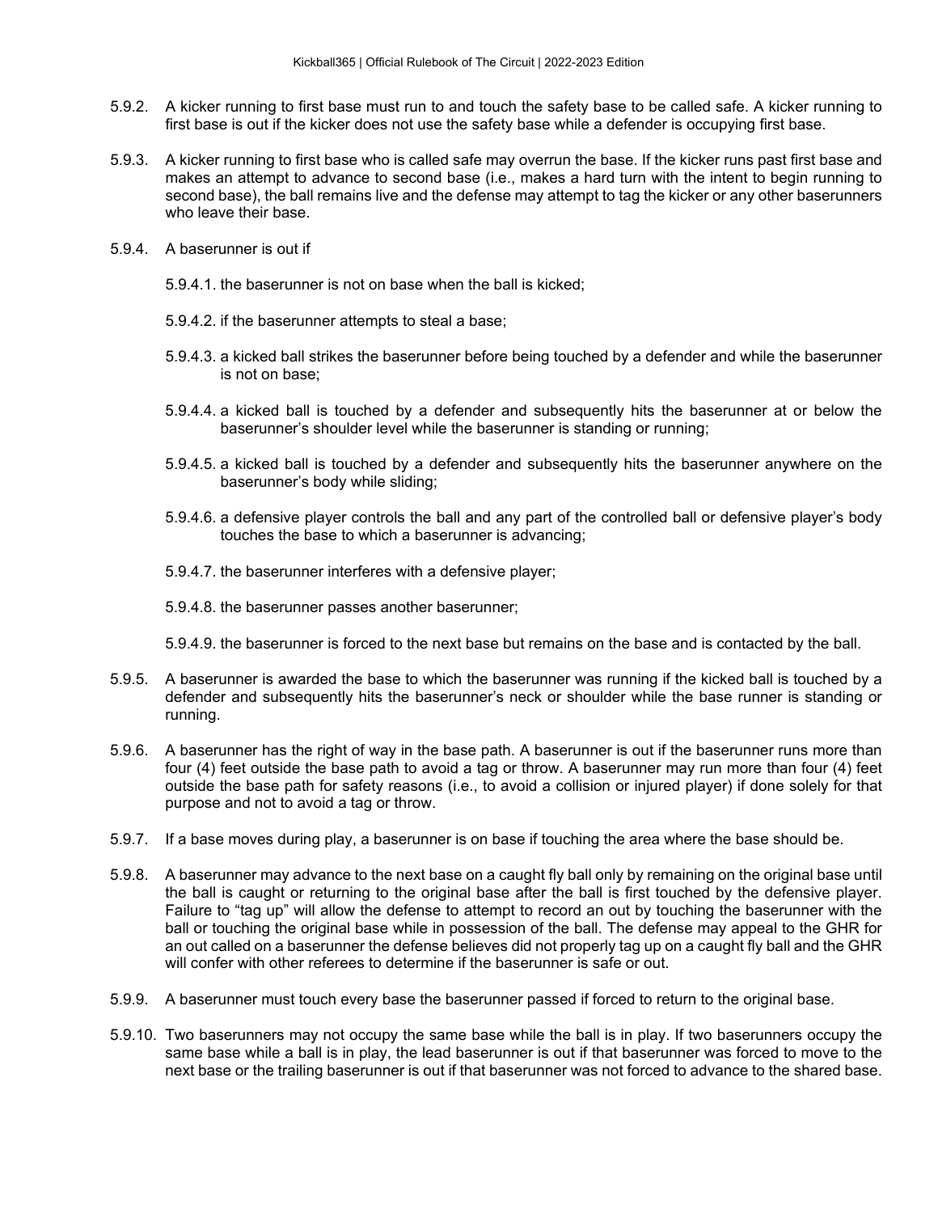5.9.2. A kicker running to first base must run to and touch the safety base to be called safe. A kicker running to first base is out if the kicker does not use the safety base while a defender is occupying first base.

5.9.3. A kicker running to first base who is called safe may overrun the base. If the kicker runs past first base and makes an attempt to advance to second base (i.e., makes a hard turn with the intent to begin running to second base), the ball remains live and the defense may attempt to tag the kicker or any other baserunners who leave their base.

5.9.4. A baserunner is out if

5.9.4.1. the baserunner is not on base when the ball is kicked;

5.9.4.2. if the baserunner attempts to steal a base;

5.9.4.3. a kicked ball strikes the baserunner before being touched by a defender and while the baserunner is not on base;

5.9.4.4. a kicked ball is touched by a defender and subsequently hits the baserunner at or below the baserunner's shoulder level while the baserunner is standing or running;

5.9.4.5. a kicked ball is touched by a defender and subsequently hits the baserunner anywhere on the baserunner's body while sliding;

5.9.4.6. a defensive player controls the ball and any part of the controlled ball or defensive player's body touches the base to which a baserunner is advancing;

5.9.4.7. the baserunner interferes with a defensive player;

5.9.4.8. the baserunner passes another baserunner;

5.9.4.9. the baserunner is forced to the next base but remains on the base and is contacted by the ball.

5.9.5. A baserunner is awarded the base to which the baserunner was running if the kicked ball is touched by a defender and subsequently hits the baserunner's neck or shoulder while the base runner is standing or running.

5.9.6. A baserunner has the right of way in the base path. A baserunner is out if the baserunner runs more than four (4) feet outside the base path to avoid a tag or throw. A baserunner may run more than four (4) feet outside the base path for safety reasons (i.e., to avoid a collision or injured player) if done solely for that purpose and not to avoid a tag or throw.

5.9.7. If a base moves during play, a baserunner is on base if touching the area where the base should be.

5.9.8. A baserunner may advance to the next base on a caught fly ball only by remaining on the original base until the ball is caught or returning to the original base after the ball is first touched by the defensive player. Failure to "tag up" will allow the defense to attempt to record an out by touching the baserunner with the ball or touching the original base while in possession of the ball. The defense may appeal to the GHR for an out called on a baserunner the defense believes did not properly tag up on a caught fly ball and the GHR will confer with other referees to determine if the baserunner is safe or out.

5.9.9. A baserunner must touch every base the baserunner passed if forced to return to the original base.

5.9.10. Two baserunners may not occupy the same base while the ball is in play. If two baserunners occupy the same base while a ball is in play, the lead baserunner is out if that baserunner was forced to move to the next base or the trailing baserunner is out if that baserunner was not forced to advance to the shared base.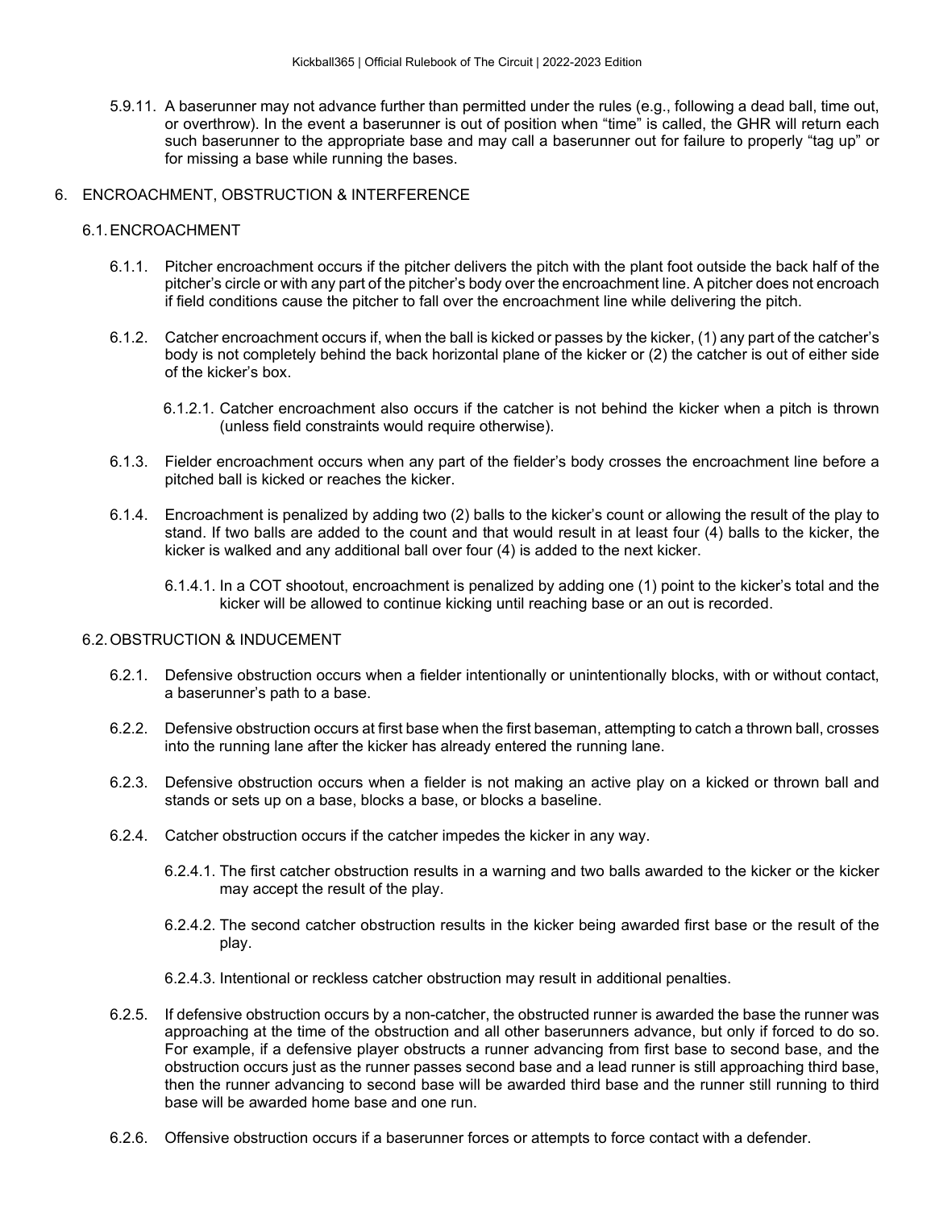5.9.11. A baserunner may not advance further than permitted under the rules (e.g., following a dead ball, time out, or overthrow). In the event a baserunner is out of position when "time" is called, the GHR will return each such baserunner to the appropriate base and may call a baserunner out for failure to properly "tag up" or for missing a base while running the bases.

# 6. ENCROACHMENT, OBSTRUCTION & INTERFERENCE

## 6.1. ENCROACHMENT

6.1.1. Pitcher encroachment occurs if the pitcher delivers the pitch with the plant foot outside the back half of the pitcher's circle or with any part of the pitcher's body over the encroachment line. A pitcher does not encroach if field conditions cause the pitcher to fall over the encroachment line while delivering the pitch.

6.1.2. Catcher encroachment occurs if, when the ball is kicked or passes by the kicker, (1) any part of the catcher's body is not completely behind the back horizontal plane of the kicker or (2) the catcher is out of either side of the kicker's box.

6.1.2.1. Catcher encroachment also occurs if the catcher is not behind the kicker when a pitch is thrown (unless field constraints would require otherwise).

6.1.3. Fielder encroachment occurs when any part of the fielder's body crosses the encroachment line before a pitched ball is kicked or reaches the kicker.

6.1.4. Encroachment is penalized by adding two (2) balls to the kicker's count or allowing the result of the play to stand. If two balls are added to the count and that would result in at least four (4) balls to the kicker, the kicker is walked and any additional ball over four (4) is added to the next kicker.

6.1.4.1. In a COT shootout, encroachment is penalized by adding one (1) point to the kicker's total and the kicker will be allowed to continue kicking until reaching base or an out is recorded.

## 6.2. OBSTRUCTION & INDUCEMENT

6.2.1. Defensive obstruction occurs when a fielder intentionally or unintentionally blocks, with or without contact, a baserunner's path to a base.

6.2.2. Defensive obstruction occurs at first base when the first baseman, attempting to catch a thrown ball, crosses into the running lane after the kicker has already entered the running lane.

6.2.3. Defensive obstruction occurs when a fielder is not making an active play on a kicked or thrown ball and stands or sets up on a base, blocks a base, or blocks a baseline.

6.2.4. Catcher obstruction occurs if the catcher impedes the kicker in any way.

6.2.4.1. The first catcher obstruction results in a warning and two balls awarded to the kicker or the kicker may accept the result of the play.

6.2.4.2. The second catcher obstruction results in the kicker being awarded first base or the result of the play.

6.2.4.3. Intentional or reckless catcher obstruction may result in additional penalties.

6.2.5. If defensive obstruction occurs by a non-catcher, the obstructed runner is awarded the base the runner was approaching at the time of the obstruction and all other baserunners advance, but only if forced to do so. For example, if a defensive player obstructs a runner advancing from first base to second base, and the obstruction occurs just as the runner passes second base and a lead runner is still approaching third base, then the runner advancing to second base will be awarded third base and the runner still running to third base will be awarded home base and one run.

6.2.6. Offensive obstruction occurs if a baserunner forces or attempts to force contact with a defender.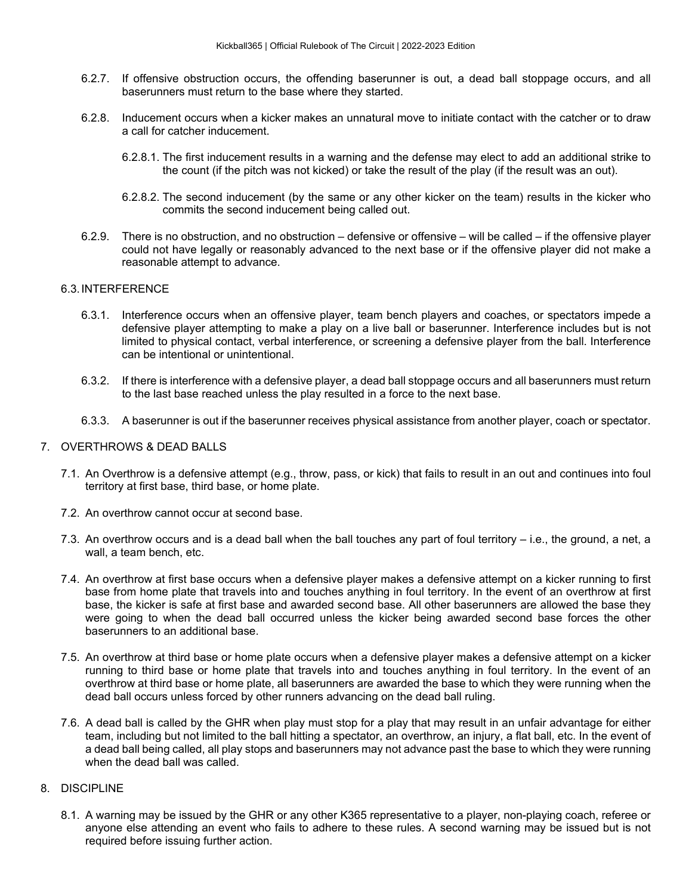6.2.7. If offensive obstruction occurs, the offending baserunner is out, a dead ball stoppage occurs, and all baserunners must return to the base where they started.

6.2.8. Inducement occurs when a kicker makes an unnatural move to initiate contact with the catcher or to draw a call for catcher inducement.

6.2.8.1. The first inducement results in a warning and the defense may elect to add an additional strike to the count (if the pitch was not kicked) or take the result of the play (if the result was an out).

6.2.8.2. The second inducement (by the same or any other kicker on the team) results in the kicker who commits the second inducement being called out.

6.2.9. There is no obstruction, and no obstruction – defensive or offensive – will be called – if the offensive player could not have legally or reasonably advanced to the next base or if the offensive player did not make a reasonable attempt to advance.

6.3. INTERFERENCE

6.3.1. Interference occurs when an offensive player, team bench players and coaches, or spectators impede a defensive player attempting to make a play on a live ball or baserunner. Interference includes but is not limited to physical contact, verbal interference, or screening a defensive player from the ball. Interference can be intentional or unintentional.

6.3.2. If there is interference with a defensive player, a dead ball stoppage occurs and all baserunners must return to the last base reached unless the play resulted in a force to the next base.

6.3.3. A baserunner is out if the baserunner receives physical assistance from another player, coach or spectator.

## 7. OVERTHROWS & DEAD BALLS

7.1. An Overthrow is a defensive attempt (e.g., throw, pass, or kick) that fails to result in an out and continues into foul territory at first base, third base, or home plate.

7.2. An overthrow cannot occur at second base.

7.3. An overthrow occurs and is a dead ball when the ball touches any part of foul territory – i.e., the ground, a net, a wall, a team bench, etc.

7.4. An overthrow at first base occurs when a defensive player makes a defensive attempt on a kicker running to first base from home plate that travels into and touches anything in foul territory. In the event of an overthrow at first base, the kicker is safe at first base and awarded second base. All other baserunners are allowed the base they were going to when the dead ball occurred unless the kicker being awarded second base forces the other baserunners to an additional base.

7.5. An overthrow at third base or home plate occurs when a defensive player makes a defensive attempt on a kicker running to third base or home plate that travels into and touches anything in foul territory. In the event of an overthrow at third base or home plate, all baserunners are awarded the base to which they were running when the dead ball occurs unless forced by other runners advancing on the dead ball ruling.

7.6. A dead ball is called by the GHR when play must stop for a play that may result in an unfair advantage for either team, including but not limited to the ball hitting a spectator, an overthrow, an injury, a flat ball, etc. In the event of a dead ball being called, all play stops and baserunners may not advance past the base to which they were running when the dead ball was called.

## 8. DISCIPLINE

8.1. A warning may be issued by the GHR or any other K365 representative to a player, non-playing coach, referee or anyone else attending an event who fails to adhere to these rules. A second warning may be issued but is not required before issuing further action.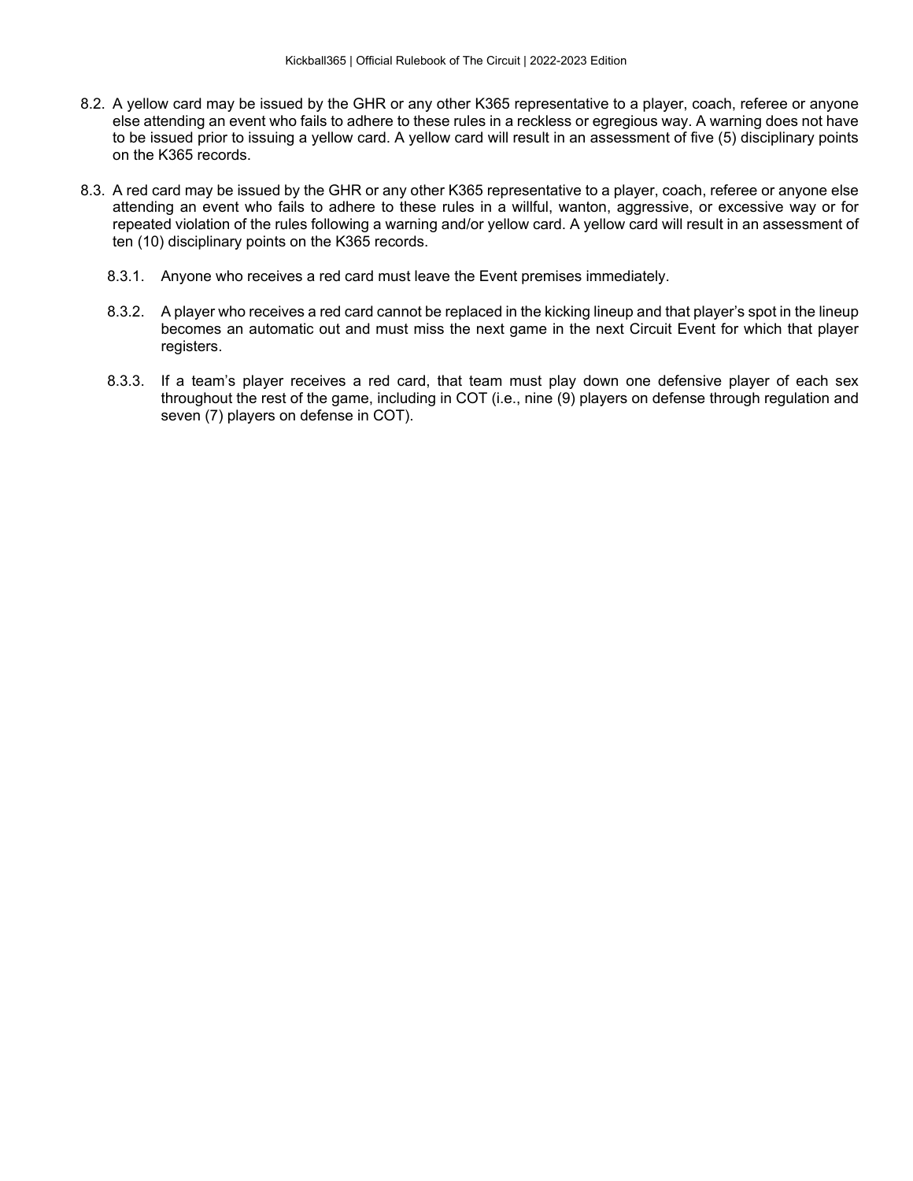8.2. A yellow card may be issued by the GHR or any other K365 representative to a player, coach, referee or anyone else attending an event who fails to adhere to these rules in a reckless or egregious way. A warning does not have to be issued prior to issuing a yellow card. A yellow card will result in an assessment of five (5) disciplinary points on the K365 records.

8.3. A red card may be issued by the GHR or any other K365 representative to a player, coach, referee or anyone else attending an event who fails to adhere to these rules in a willful, wanton, aggressive, or excessive way or for repeated violation of the rules following a warning and/or yellow card. A yellow card will result in an assessment of ten (10) disciplinary points on the K365 records.

- 8.3.1. Anyone who receives a red card must leave the Event premises immediately.
- 8.3.2. A player who receives a red card cannot be replaced in the kicking lineup and that player's spot in the lineup becomes an automatic out and must miss the next game in the next Circuit Event for which that player registers.
- 8.3.3. If a team's player receives a red card, that team must play down one defensive player of each sex throughout the rest of the game, including in COT (i.e., nine (9) players on defense through regulation and seven (7) players on defense in COT).